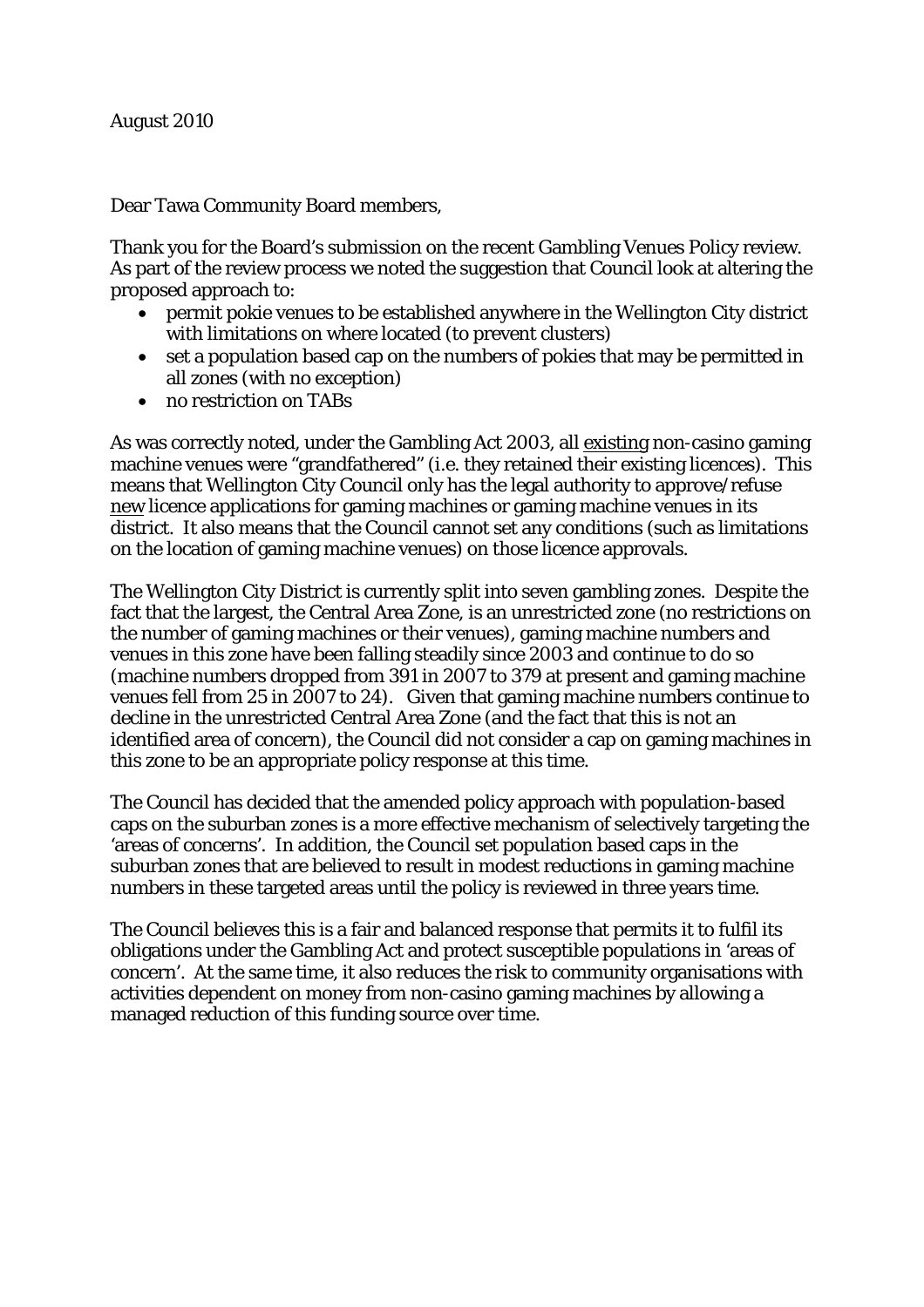August 2010

Dear Tawa Community Board members,

Thank you for the Board's submission on the recent Gambling Venues Policy review. As part of the review process we noted the suggestion that Council look at altering the proposed approach to:

- permit pokie venues to be established anywhere in the Wellington City district with limitations on where located (to prevent clusters)
- set a population based cap on the numbers of pokies that may be permitted in all zones (with no exception)
- no restriction on TABs

As was correctly noted, under the Gambling Act 2003, all <u>existing</u> non-casino gaming machine venues were "grandfathered" (i.e. they retained their existing licences). This means that Wellington City Council only has the legal authority to approve/refuse <u>new</u> licence applications for gaming machines or gaming machine venues in its district. It also means that the Council cannot set any conditions (such as limitations on the location of gaming machine venues) on those licence approvals.

The Wellington City District is currently split into seven gambling zones. Despite the fact that the largest, the Central Area Zone, is an unrestricted zone (no restrictions on the number of gaming machines or their venues), gaming machine numbers and venues in this zone have been falling steadily since 2003 and continue to do so (machine numbers dropped from 391 in 2007 to 379 at present and gaming machine venues fell from 25 in 2007 to 24). Given that gaming machine numbers continue to decline in the unrestricted Central Area Zone (and the fact that this is not an identified area of concern), the Council did not consider a cap on gaming machines in this zone to be an appropriate policy response at this time.

The Council has decided that the amended policy approach with population-based caps on the suburban zones is a more effective mechanism of selectively targeting the 'areas of concerns'. In addition, the Council set population based caps in the suburban zones that are believed to result in modest reductions in gaming machine numbers in these targeted areas until the policy is reviewed in three years time.

The Council believes this is a fair and balanced response that permits it to fulfil its obligations under the Gambling Act and protect susceptible populations in 'areas of concern'. At the same time, it also reduces the risk to community organisations with activities dependent on money from non-casino gaming machines by allowing a managed reduction of this funding source over time.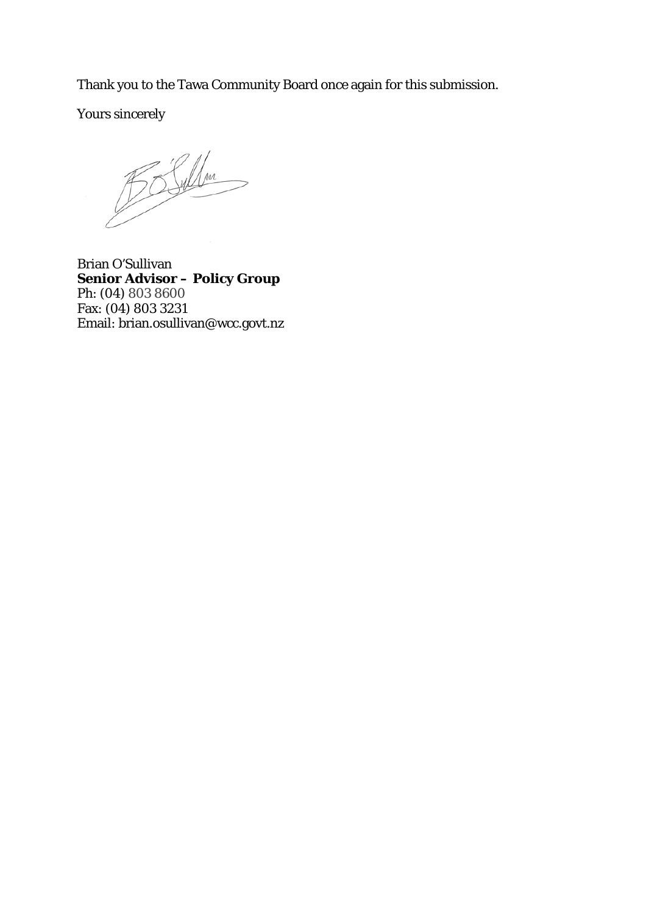Thank you to the Tawa Community Board once again for this submission.

Yours sincerely

Brian O'Sullivan
**Senior Advisor – Policy Group**
Ph: (04) 803 8600
Fax: (04) 803 3231
Email: brian.osullivan@wcc.govt.nz